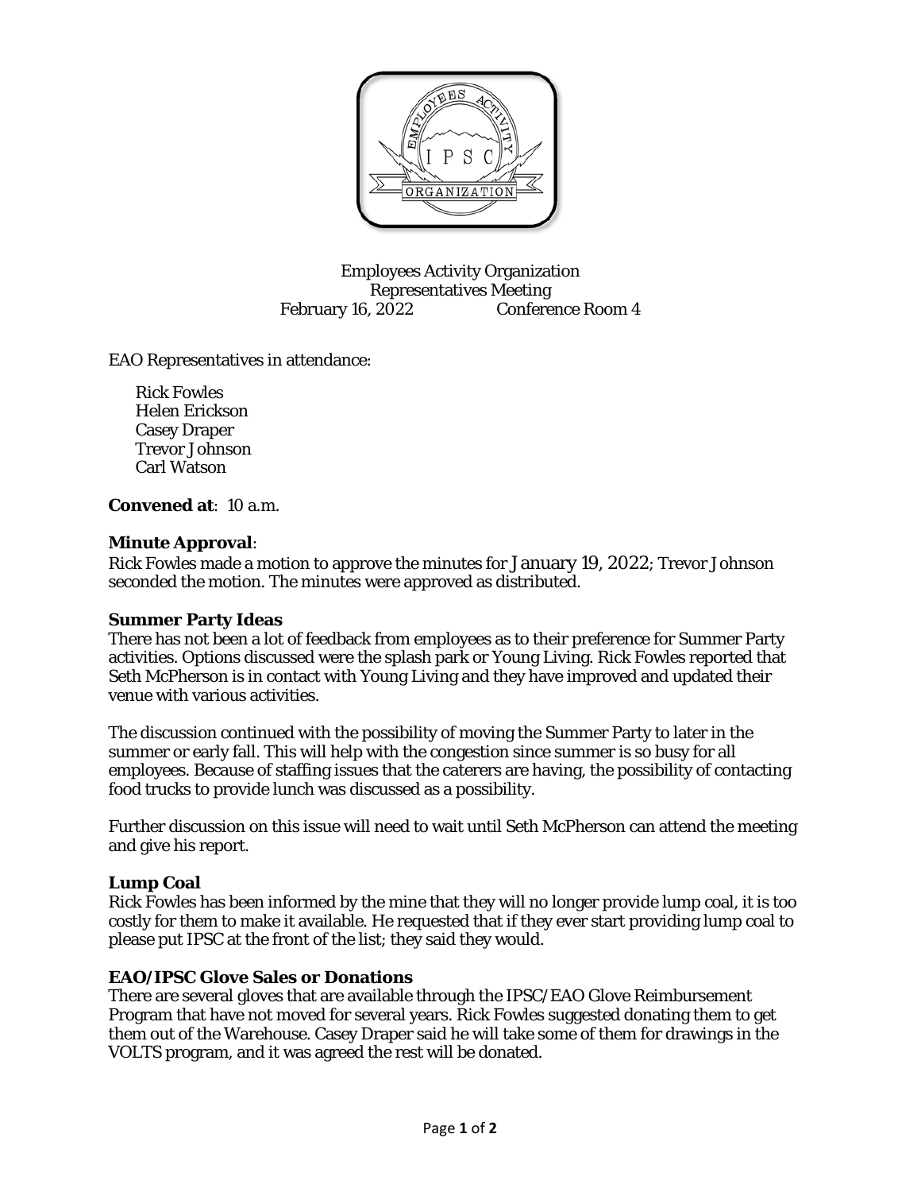Employees Activity Organization
Representatives Meeting
February 16, 2022 Conference Room 4

EAO Representatives in attendance:

Rick Fowles
Helen Erickson
Casey Draper
Trevor Johnson
Carl Watson

**Convened at**: 10 a.m.

**Minute Approval**:
Rick Fowles made a motion to approve the minutes for January 19, 2022; Trevor Johnson seconded the motion. The minutes were approved as distributed.

**Summer Party Ideas**
There has not been a lot of feedback from employees as to their preference for Summer Party activities. Options discussed were the splash park or Young Living. Rick Fowles reported that Seth McPherson is in contact with Young Living and they have improved and updated their venue with various activities.

The discussion continued with the possibility of moving the Summer Party to later in the summer or early fall. This will help with the congestion since summer is so busy for all employees. Because of staffing issues that the caterers are having, the possibility of contacting food trucks to provide lunch was discussed as a possibility.

Further discussion on this issue will need to wait until Seth McPherson can attend the meeting and give his report.

**Lump Coal**
Rick Fowles has been informed by the mine that they will no longer provide lump coal, it is too costly for them to make it available. He requested that if they ever start providing lump coal to please put IPSC at the front of the list; they said they would.

**EAO/IPSC Glove Sales or Donations**
There are several gloves that are available through the IPSC/EAO Glove Reimbursement Program that have not moved for several years. Rick Fowles suggested donating them to get them out of the Warehouse. Casey Draper said he will take some of them for drawings in the VOLTS program, and it was agreed the rest will be donated.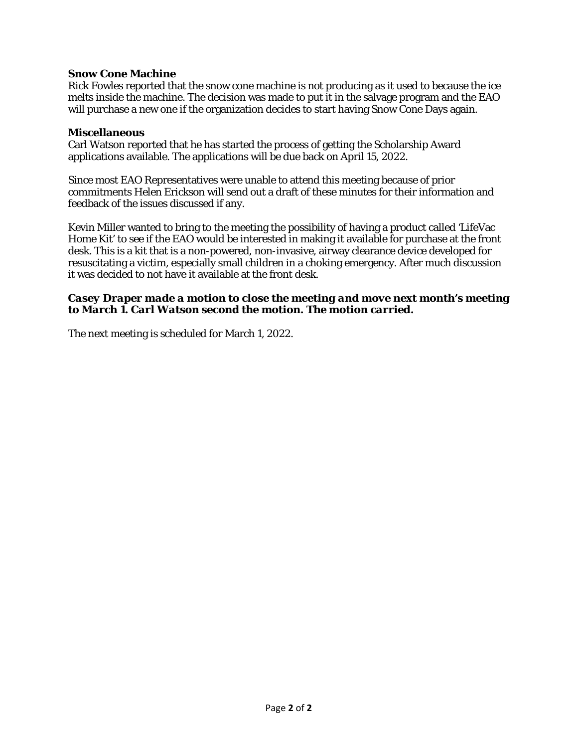**Snow Cone Machine**
Rick Fowles reported that the snow cone machine is not producing as it used to because the ice melts inside the machine. The decision was made to put it in the salvage program and the EAO will purchase a new one if the organization decides to start having Snow Cone Days again.

**Miscellaneous**
Carl Watson reported that he has started the process of getting the Scholarship Award applications available. The applications will be due back on April 15, 2022.

Since most EAO Representatives were unable to attend this meeting because of prior commitments Helen Erickson will send out a draft of these minutes for their information and feedback of the issues discussed if any.

Kevin Miller wanted to bring to the meeting the possibility of having a product called 'LifeVac Home Kit' to see if the EAO would be interested in making it available for purchase at the front desk. This is a kit that is a non-powered, non-invasive, airway clearance device developed for resuscitating a victim, especially small children in a choking emergency. After much discussion it was decided to not have it available at the front desk.

***Casey Draper made a motion to close the meeting and move next month's meeting to March 1. Carl Watson second the motion. The motion carried.***

The next meeting is scheduled for March 1, 2022.